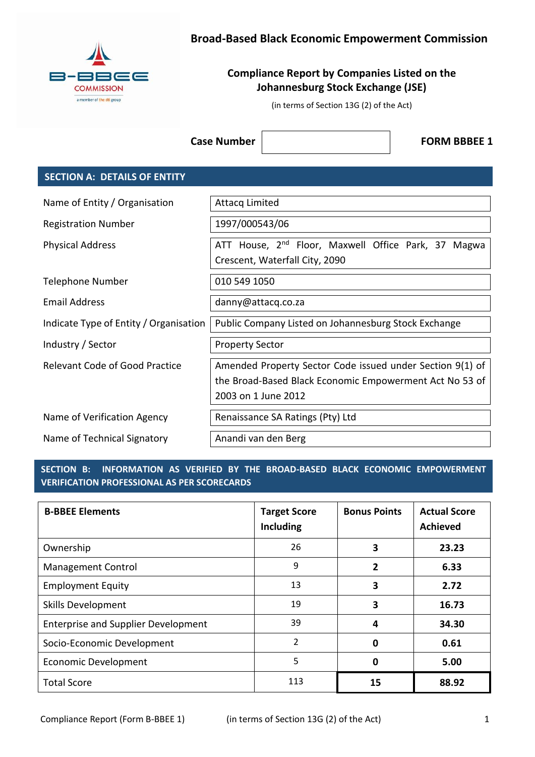# Broad-Based Black Economic Empowerment Commission

## Compliance Report by Companies Listed on the Johannesburg Stock Exchange (JSE)

(in terms of Section 13G (2) of the Act)

**Case Number** | | **FORM BBBEE 1**

## SECTION A: DETAILS OF ENTITY

| | |
|---|---|
| Name of Entity / Organisation | Attacq Limited |
| Registration Number | 1997/000543/06 |
| Physical Address | ATT House, 2nd Floor, Maxwell Office Park, 37 Magwa Crescent, Waterfall City, 2090 |
| Telephone Number | 010 549 1050 |
| Email Address | danny@attacq.co.za |
| Indicate Type of Entity / Organisation | Public Company Listed on Johannesburg Stock Exchange |
| Industry / Sector | Property Sector |
| Relevant Code of Good Practice | Amended Property Sector Code issued under Section 9(1) of the Broad-Based Black Economic Empowerment Act No 53 of 2003 on 1 June 2012 |
| Name of Verification Agency | Renaissance SA Ratings (Pty) Ltd |
| Name of Technical Signatory | Anandi van den Berg |

## SECTION B: INFORMATION AS VERIFIED BY THE BROAD-BASED BLACK ECONOMIC EMPOWERMENT VERIFICATION PROFESSIONAL AS PER SCORECARDS

| B-BBEE Elements | Target Score Including | Bonus Points | Actual Score Achieved |
|---|---|---|---|
| Ownership | 26 | **3** | **23.23** |
| Management Control | 9 | **2** | **6.33** |
| Employment Equity | 13 | **3** | **2.72** |
| Skills Development | 19 | **3** | **16.73** |
| Enterprise and Supplier Development | 39 | **4** | **34.30** |
| Socio-Economic Development | 2 | **0** | **0.61** |
| Economic Development | 5 | **0** | **5.00** |
| Total Score | 113 | **15** | **88.92** |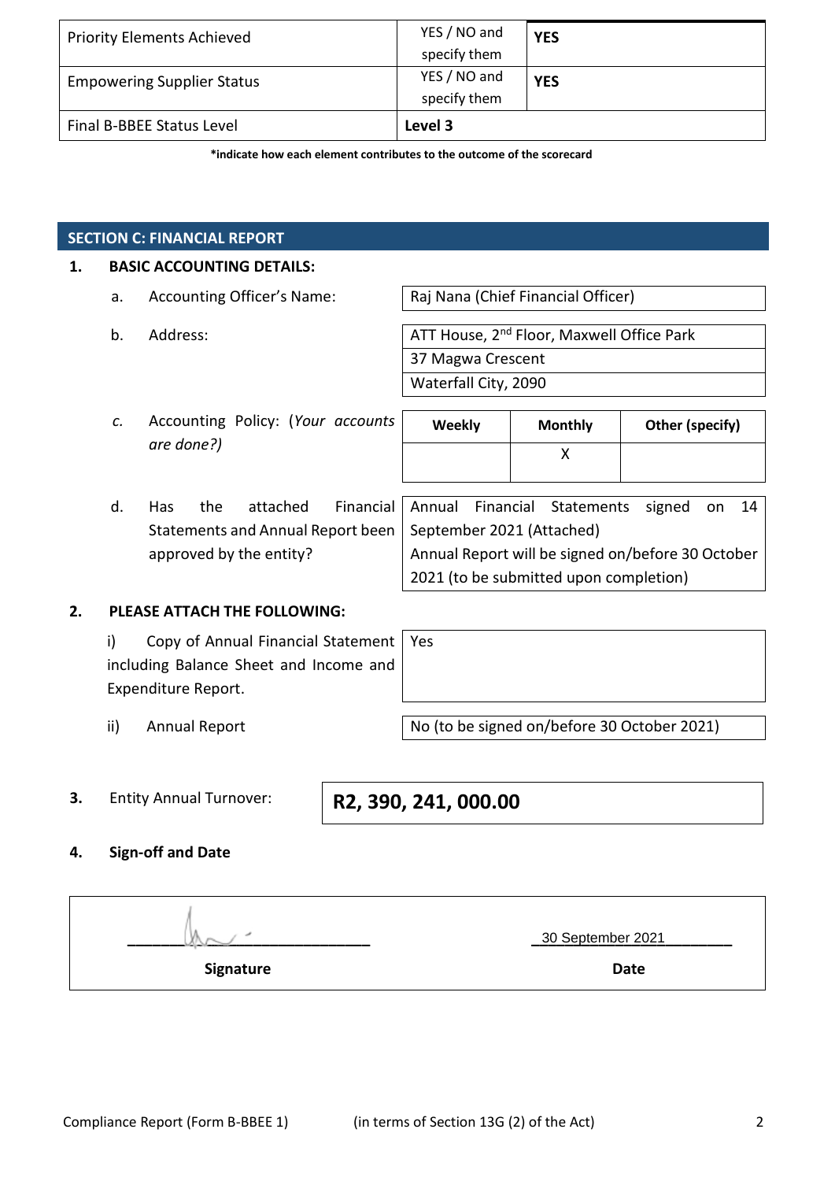| | | |
|---|---|---|
| Priority Elements Achieved | YES / NO and specify them | **YES** |
| Empowering Supplier Status | YES / NO and specify them | **YES** |
| Final B-BBEE Status Level | **Level 3** | |

***indicate how each element contributes to the outcome of the scorecard**

## SECTION C: FINANCIAL REPORT

**1. BASIC ACCOUNTING DETAILS:**

a. Accounting Officer's Name: Raj Nana (Chief Financial Officer)

b. Address:
ATT House, 2nd Floor, Maxwell Office Park
37 Magwa Crescent
Waterfall City, 2090

*c.* Accounting Policy: (*Your accounts are done?)*

| Weekly | Monthly | Other (specify) |
|---|---|---|
| | X | |

d. Has the attached Financial Statements and Annual Report been approved by the entity?

Annual Financial Statements signed on 14 September 2021 (Attached)
Annual Report will be signed on/before 30 October 2021 (to be submitted upon completion)

**2. PLEASE ATTACH THE FOLLOWING:**

i) Copy of Annual Financial Statement including Balance Sheet and Income and Expenditure Report.: Yes

ii) Annual Report: No (to be signed on/before 30 October 2021)

**3.** Entity Annual Turnover: **R2, 390, 241, 000.00**

**4. Sign-off and Date**

| | |
|---|---|
| ______________________________ | 30 September 2021 |
| **Signature** | **Date** |

Compliance Report (Form B-BBEE 1) (in terms of Section 13G (2) of the Act)